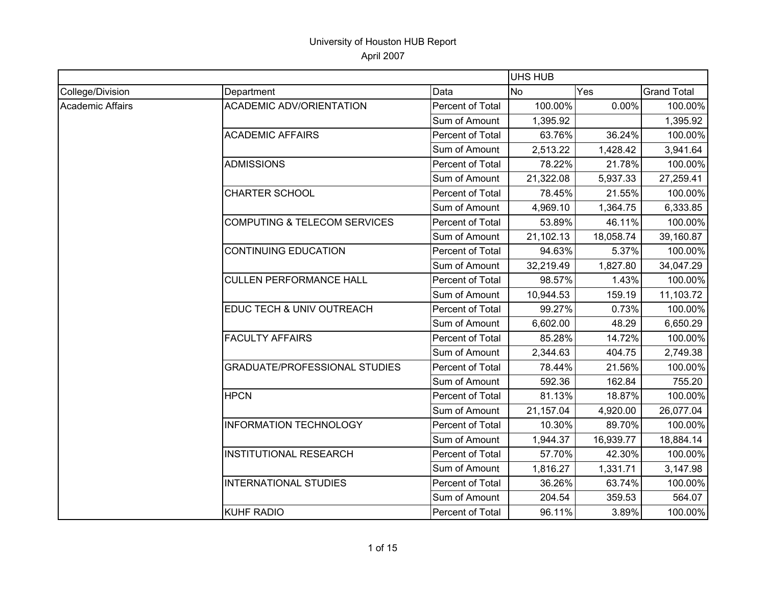# University of Houston HUB Report

April 2007

| | | | UHS HUB | | |
|---|---|---|---|---|---|
| College/Division | Department | Data | No | Yes | Grand Total |
| Academic Affairs | ACADEMIC ADV/ORIENTATION | Percent of Total | 100.00% | 0.00% | 100.00% |
| | | Sum of Amount | 1,395.92 | | 1,395.92 |
| | ACADEMIC AFFAIRS | Percent of Total | 63.76% | 36.24% | 100.00% |
| | | Sum of Amount | 2,513.22 | 1,428.42 | 3,941.64 |
| | ADMISSIONS | Percent of Total | 78.22% | 21.78% | 100.00% |
| | | Sum of Amount | 21,322.08 | 5,937.33 | 27,259.41 |
| | CHARTER SCHOOL | Percent of Total | 78.45% | 21.55% | 100.00% |
| | | Sum of Amount | 4,969.10 | 1,364.75 | 6,333.85 |
| | COMPUTING & TELECOM SERVICES | Percent of Total | 53.89% | 46.11% | 100.00% |
| | | Sum of Amount | 21,102.13 | 18,058.74 | 39,160.87 |
| | CONTINUING EDUCATION | Percent of Total | 94.63% | 5.37% | 100.00% |
| | | Sum of Amount | 32,219.49 | 1,827.80 | 34,047.29 |
| | CULLEN PERFORMANCE HALL | Percent of Total | 98.57% | 1.43% | 100.00% |
| | | Sum of Amount | 10,944.53 | 159.19 | 11,103.72 |
| | EDUC TECH & UNIV OUTREACH | Percent of Total | 99.27% | 0.73% | 100.00% |
| | | Sum of Amount | 6,602.00 | 48.29 | 6,650.29 |
| | FACULTY AFFAIRS | Percent of Total | 85.28% | 14.72% | 100.00% |
| | | Sum of Amount | 2,344.63 | 404.75 | 2,749.38 |
| | GRADUATE/PROFESSIONAL STUDIES | Percent of Total | 78.44% | 21.56% | 100.00% |
| | | Sum of Amount | 592.36 | 162.84 | 755.20 |
| | HPCN | Percent of Total | 81.13% | 18.87% | 100.00% |
| | | Sum of Amount | 21,157.04 | 4,920.00 | 26,077.04 |
| | INFORMATION TECHNOLOGY | Percent of Total | 10.30% | 89.70% | 100.00% |
| | | Sum of Amount | 1,944.37 | 16,939.77 | 18,884.14 |
| | INSTITUTIONAL RESEARCH | Percent of Total | 57.70% | 42.30% | 100.00% |
| | | Sum of Amount | 1,816.27 | 1,331.71 | 3,147.98 |
| | INTERNATIONAL STUDIES | Percent of Total | 36.26% | 63.74% | 100.00% |
| | | Sum of Amount | 204.54 | 359.53 | 564.07 |
| | KUHF RADIO | Percent of Total | 96.11% | 3.89% | 100.00% |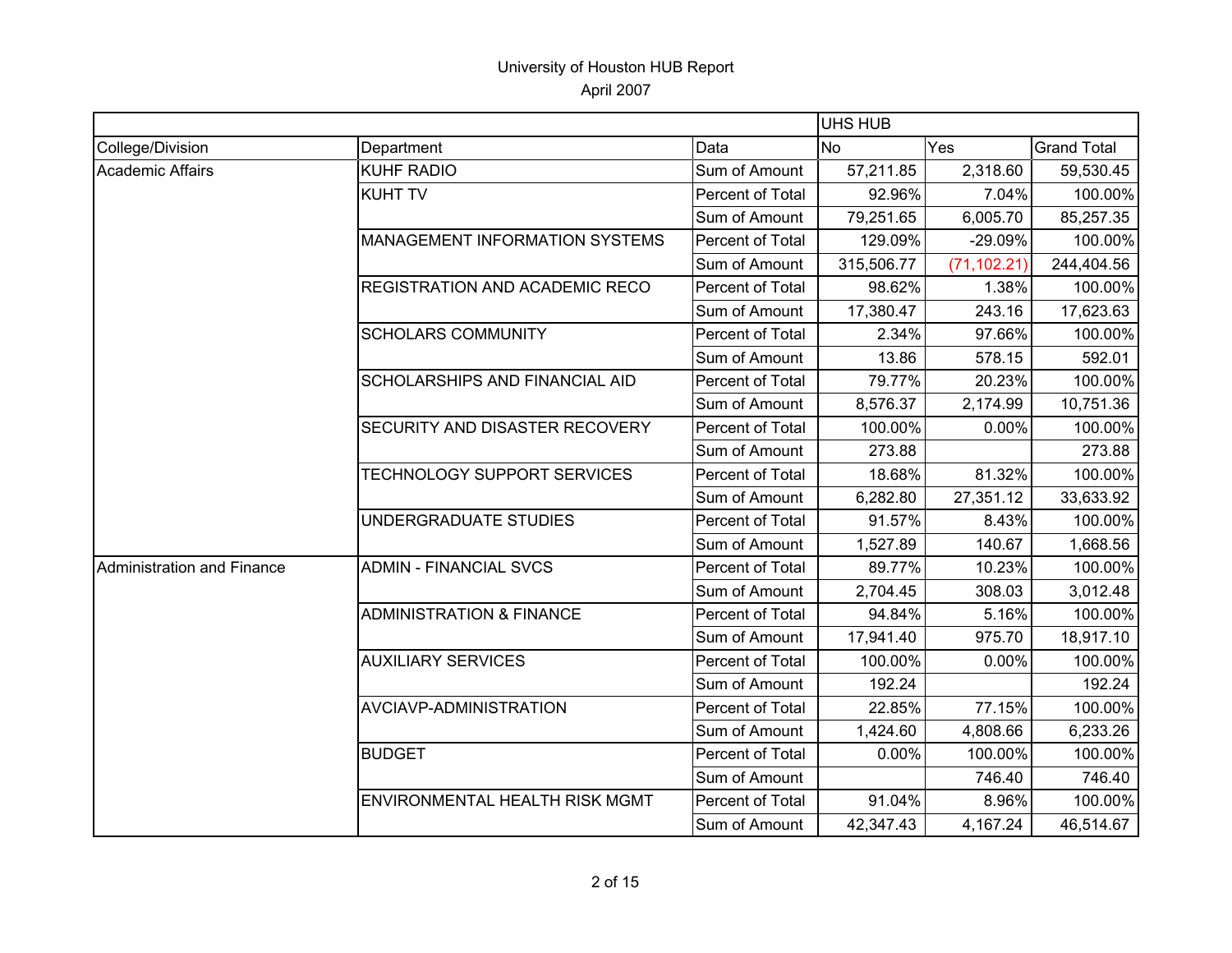University of Houston HUB Report

April 2007

| | | | UHS HUB | | |
|---|---|---|---|---|---|
| College/Division | Department | Data | No | Yes | Grand Total |
| Academic Affairs | KUHF RADIO | Sum of Amount | 57,211.85 | 2,318.60 | 59,530.45 |
| | KUHT TV | Percent of Total | 92.96% | 7.04% | 100.00% |
| | | Sum of Amount | 79,251.65 | 6,005.70 | 85,257.35 |
| | MANAGEMENT INFORMATION SYSTEMS | Percent of Total | 129.09% | -29.09% | 100.00% |
| | | Sum of Amount | 315,506.77 | (71,102.21) | 244,404.56 |
| | REGISTRATION AND ACADEMIC RECO | Percent of Total | 98.62% | 1.38% | 100.00% |
| | | Sum of Amount | 17,380.47 | 243.16 | 17,623.63 |
| | SCHOLARS COMMUNITY | Percent of Total | 2.34% | 97.66% | 100.00% |
| | | Sum of Amount | 13.86 | 578.15 | 592.01 |
| | SCHOLARSHIPS AND FINANCIAL AID | Percent of Total | 79.77% | 20.23% | 100.00% |
| | | Sum of Amount | 8,576.37 | 2,174.99 | 10,751.36 |
| | SECURITY AND DISASTER RECOVERY | Percent of Total | 100.00% | 0.00% | 100.00% |
| | | Sum of Amount | 273.88 | | 273.88 |
| | TECHNOLOGY SUPPORT SERVICES | Percent of Total | 18.68% | 81.32% | 100.00% |
| | | Sum of Amount | 6,282.80 | 27,351.12 | 33,633.92 |
| | UNDERGRADUATE STUDIES | Percent of Total | 91.57% | 8.43% | 100.00% |
| | | Sum of Amount | 1,527.89 | 140.67 | 1,668.56 |
| Administration and Finance | ADMIN - FINANCIAL SVCS | Percent of Total | 89.77% | 10.23% | 100.00% |
| | | Sum of Amount | 2,704.45 | 308.03 | 3,012.48 |
| | ADMINISTRATION & FINANCE | Percent of Total | 94.84% | 5.16% | 100.00% |
| | | Sum of Amount | 17,941.40 | 975.70 | 18,917.10 |
| | AUXILIARY SERVICES | Percent of Total | 100.00% | 0.00% | 100.00% |
| | | Sum of Amount | 192.24 | | 192.24 |
| | AVCIAVP-ADMINISTRATION | Percent of Total | 22.85% | 77.15% | 100.00% |
| | | Sum of Amount | 1,424.60 | 4,808.66 | 6,233.26 |
| | BUDGET | Percent of Total | 0.00% | 100.00% | 100.00% |
| | | Sum of Amount | | 746.40 | 746.40 |
| | ENVIRONMENTAL HEALTH RISK MGMT | Percent of Total | 91.04% | 8.96% | 100.00% |
| | | Sum of Amount | 42,347.43 | 4,167.24 | 46,514.67 |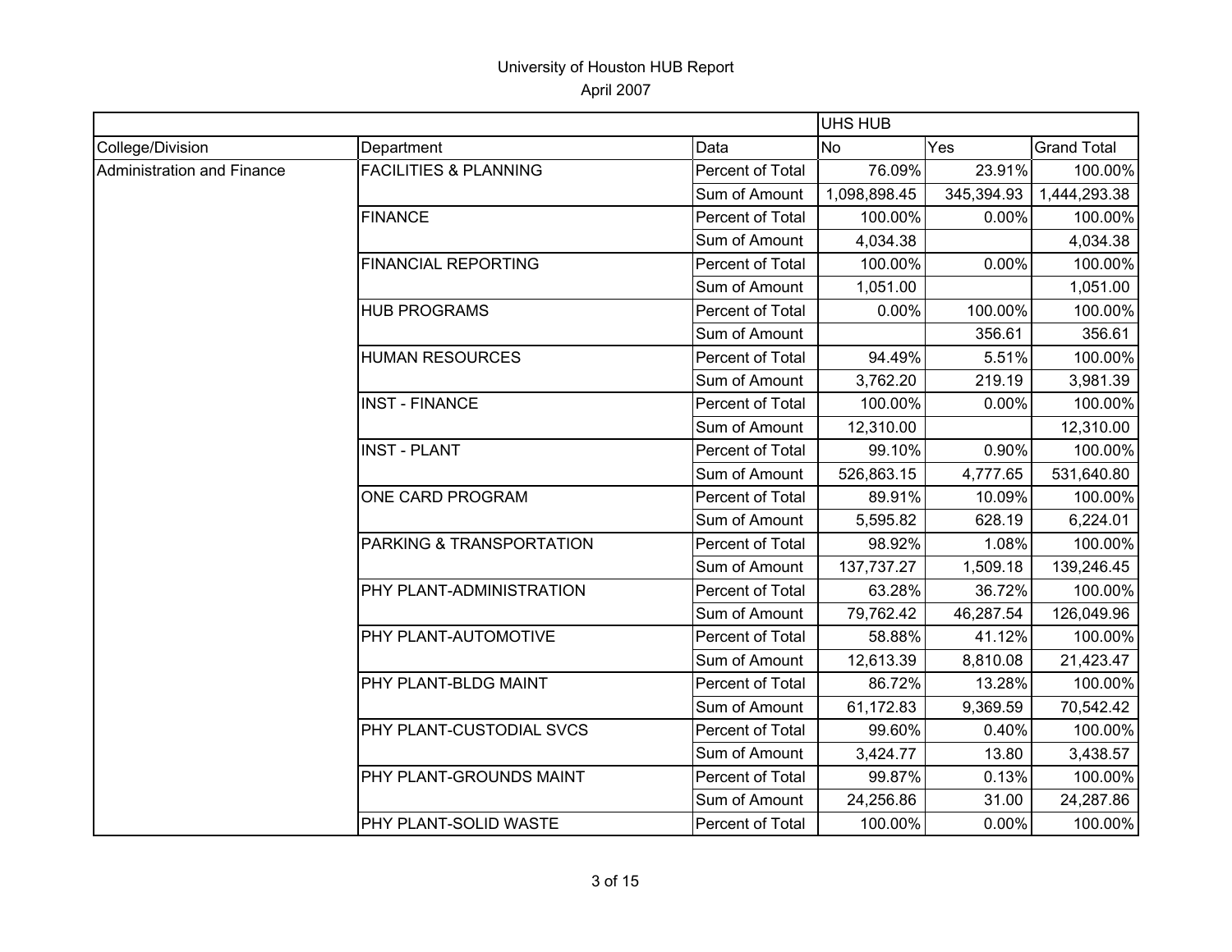# University of Houston HUB Report

April 2007

| | | | UHS HUB | | |
|---|---|---|---|---|---|
| College/Division | Department | Data | No | Yes | Grand Total |
| Administration and Finance | FACILITIES & PLANNING | Percent of Total | 76.09% | 23.91% | 100.00% |
| | | Sum of Amount | 1,098,898.45 | 345,394.93 | 1,444,293.38 |
| | FINANCE | Percent of Total | 100.00% | 0.00% | 100.00% |
| | | Sum of Amount | 4,034.38 | | 4,034.38 |
| | FINANCIAL REPORTING | Percent of Total | 100.00% | 0.00% | 100.00% |
| | | Sum of Amount | 1,051.00 | | 1,051.00 |
| | HUB PROGRAMS | Percent of Total | 0.00% | 100.00% | 100.00% |
| | | Sum of Amount | | 356.61 | 356.61 |
| | HUMAN RESOURCES | Percent of Total | 94.49% | 5.51% | 100.00% |
| | | Sum of Amount | 3,762.20 | 219.19 | 3,981.39 |
| | INST - FINANCE | Percent of Total | 100.00% | 0.00% | 100.00% |
| | | Sum of Amount | 12,310.00 | | 12,310.00 |
| | INST - PLANT | Percent of Total | 99.10% | 0.90% | 100.00% |
| | | Sum of Amount | 526,863.15 | 4,777.65 | 531,640.80 |
| | ONE CARD PROGRAM | Percent of Total | 89.91% | 10.09% | 100.00% |
| | | Sum of Amount | 5,595.82 | 628.19 | 6,224.01 |
| | PARKING & TRANSPORTATION | Percent of Total | 98.92% | 1.08% | 100.00% |
| | | Sum of Amount | 137,737.27 | 1,509.18 | 139,246.45 |
| | PHY PLANT-ADMINISTRATION | Percent of Total | 63.28% | 36.72% | 100.00% |
| | | Sum of Amount | 79,762.42 | 46,287.54 | 126,049.96 |
| | PHY PLANT-AUTOMOTIVE | Percent of Total | 58.88% | 41.12% | 100.00% |
| | | Sum of Amount | 12,613.39 | 8,810.08 | 21,423.47 |
| | PHY PLANT-BLDG MAINT | Percent of Total | 86.72% | 13.28% | 100.00% |
| | | Sum of Amount | 61,172.83 | 9,369.59 | 70,542.42 |
| | PHY PLANT-CUSTODIAL SVCS | Percent of Total | 99.60% | 0.40% | 100.00% |
| | | Sum of Amount | 3,424.77 | 13.80 | 3,438.57 |
| | PHY PLANT-GROUNDS MAINT | Percent of Total | 99.87% | 0.13% | 100.00% |
| | | Sum of Amount | 24,256.86 | 31.00 | 24,287.86 |
| | PHY PLANT-SOLID WASTE | Percent of Total | 100.00% | 0.00% | 100.00% |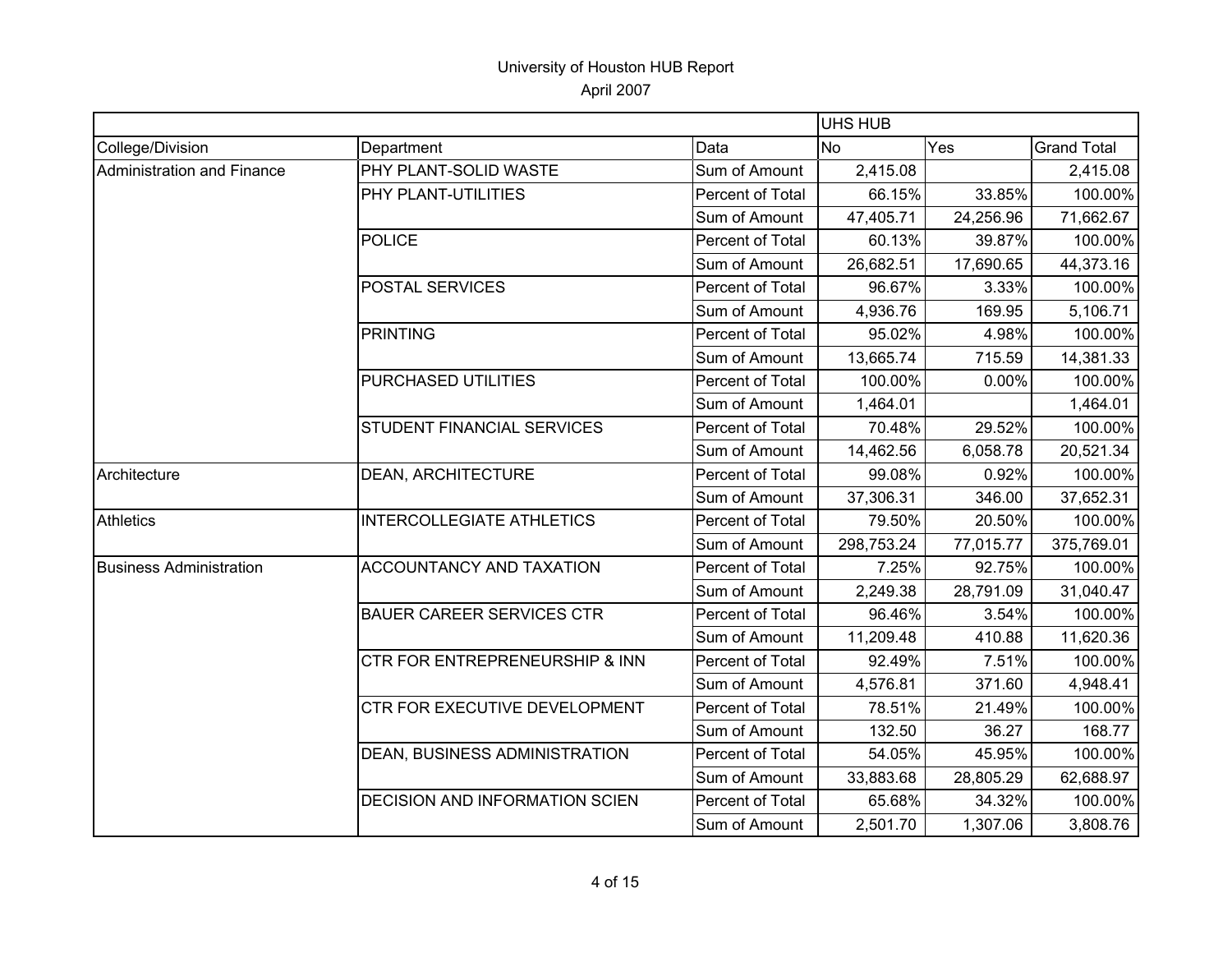University of Houston HUB Report

April 2007

| | | | UHS HUB | | |
|---|---|---|---|---|---|
| College/Division | Department | Data | No | Yes | Grand Total |
| Administration and Finance | PHY PLANT-SOLID WASTE | Sum of Amount | 2,415.08 | | 2,415.08 |
| | PHY PLANT-UTILITIES | Percent of Total | 66.15% | 33.85% | 100.00% |
| | | Sum of Amount | 47,405.71 | 24,256.96 | 71,662.67 |
| | POLICE | Percent of Total | 60.13% | 39.87% | 100.00% |
| | | Sum of Amount | 26,682.51 | 17,690.65 | 44,373.16 |
| | POSTAL SERVICES | Percent of Total | 96.67% | 3.33% | 100.00% |
| | | Sum of Amount | 4,936.76 | 169.95 | 5,106.71 |
| | PRINTING | Percent of Total | 95.02% | 4.98% | 100.00% |
| | | Sum of Amount | 13,665.74 | 715.59 | 14,381.33 |
| | PURCHASED UTILITIES | Percent of Total | 100.00% | 0.00% | 100.00% |
| | | Sum of Amount | 1,464.01 | | 1,464.01 |
| | STUDENT FINANCIAL SERVICES | Percent of Total | 70.48% | 29.52% | 100.00% |
| | | Sum of Amount | 14,462.56 | 6,058.78 | 20,521.34 |
| Architecture | DEAN, ARCHITECTURE | Percent of Total | 99.08% | 0.92% | 100.00% |
| | | Sum of Amount | 37,306.31 | 346.00 | 37,652.31 |
| Athletics | INTERCOLLEGIATE ATHLETICS | Percent of Total | 79.50% | 20.50% | 100.00% |
| | | Sum of Amount | 298,753.24 | 77,015.77 | 375,769.01 |
| Business Administration | ACCOUNTANCY AND TAXATION | Percent of Total | 7.25% | 92.75% | 100.00% |
| | | Sum of Amount | 2,249.38 | 28,791.09 | 31,040.47 |
| | BAUER CAREER SERVICES CTR | Percent of Total | 96.46% | 3.54% | 100.00% |
| | | Sum of Amount | 11,209.48 | 410.88 | 11,620.36 |
| | CTR FOR ENTREPRENEURSHIP & INN | Percent of Total | 92.49% | 7.51% | 100.00% |
| | | Sum of Amount | 4,576.81 | 371.60 | 4,948.41 |
| | CTR FOR EXECUTIVE DEVELOPMENT | Percent of Total | 78.51% | 21.49% | 100.00% |
| | | Sum of Amount | 132.50 | 36.27 | 168.77 |
| | DEAN, BUSINESS ADMINISTRATION | Percent of Total | 54.05% | 45.95% | 100.00% |
| | | Sum of Amount | 33,883.68 | 28,805.29 | 62,688.97 |
| | DECISION AND INFORMATION SCIEN | Percent of Total | 65.68% | 34.32% | 100.00% |
| | | Sum of Amount | 2,501.70 | 1,307.06 | 3,808.76 |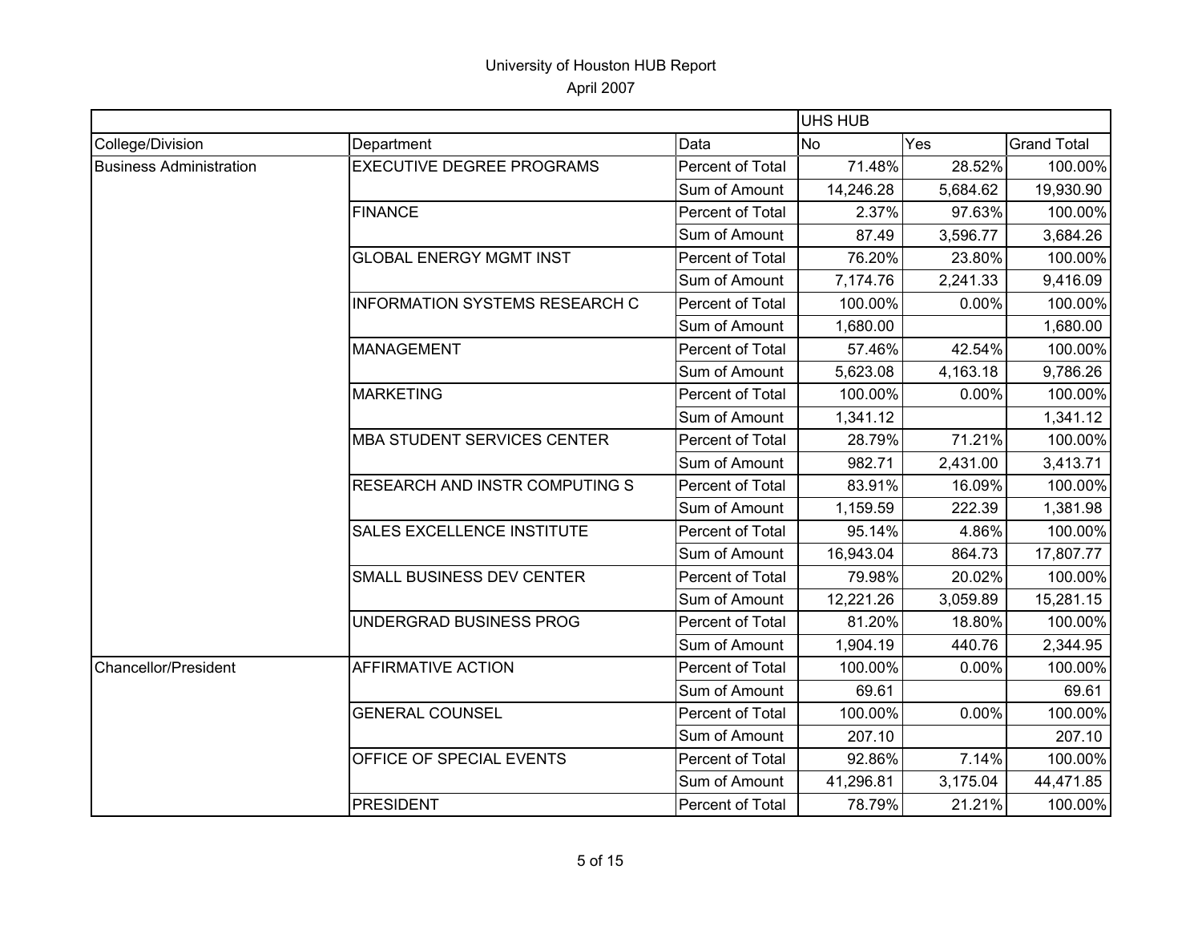University of Houston HUB Report

April 2007

| | | | UHS HUB | | |
|---|---|---|---|---|---|
| College/Division | Department | Data | No | Yes | Grand Total |
| Business Administration | EXECUTIVE DEGREE PROGRAMS | Percent of Total | 71.48% | 28.52% | 100.00% |
| | | Sum of Amount | 14,246.28 | 5,684.62 | 19,930.90 |
| | FINANCE | Percent of Total | 2.37% | 97.63% | 100.00% |
| | | Sum of Amount | 87.49 | 3,596.77 | 3,684.26 |
| | GLOBAL ENERGY MGMT INST | Percent of Total | 76.20% | 23.80% | 100.00% |
| | | Sum of Amount | 7,174.76 | 2,241.33 | 9,416.09 |
| | INFORMATION SYSTEMS RESEARCH C | Percent of Total | 100.00% | 0.00% | 100.00% |
| | | Sum of Amount | 1,680.00 | | 1,680.00 |
| | MANAGEMENT | Percent of Total | 57.46% | 42.54% | 100.00% |
| | | Sum of Amount | 5,623.08 | 4,163.18 | 9,786.26 |
| | MARKETING | Percent of Total | 100.00% | 0.00% | 100.00% |
| | | Sum of Amount | 1,341.12 | | 1,341.12 |
| | MBA STUDENT SERVICES CENTER | Percent of Total | 28.79% | 71.21% | 100.00% |
| | | Sum of Amount | 982.71 | 2,431.00 | 3,413.71 |
| | RESEARCH AND INSTR COMPUTING S | Percent of Total | 83.91% | 16.09% | 100.00% |
| | | Sum of Amount | 1,159.59 | 222.39 | 1,381.98 |
| | SALES EXCELLENCE INSTITUTE | Percent of Total | 95.14% | 4.86% | 100.00% |
| | | Sum of Amount | 16,943.04 | 864.73 | 17,807.77 |
| | SMALL BUSINESS DEV CENTER | Percent of Total | 79.98% | 20.02% | 100.00% |
| | | Sum of Amount | 12,221.26 | 3,059.89 | 15,281.15 |
| | UNDERGRAD BUSINESS PROG | Percent of Total | 81.20% | 18.80% | 100.00% |
| | | Sum of Amount | 1,904.19 | 440.76 | 2,344.95 |
| Chancellor/President | AFFIRMATIVE ACTION | Percent of Total | 100.00% | 0.00% | 100.00% |
| | | Sum of Amount | 69.61 | | 69.61 |
| | GENERAL COUNSEL | Percent of Total | 100.00% | 0.00% | 100.00% |
| | | Sum of Amount | 207.10 | | 207.10 |
| | OFFICE OF SPECIAL EVENTS | Percent of Total | 92.86% | 7.14% | 100.00% |
| | | Sum of Amount | 41,296.81 | 3,175.04 | 44,471.85 |
| | PRESIDENT | Percent of Total | 78.79% | 21.21% | 100.00% |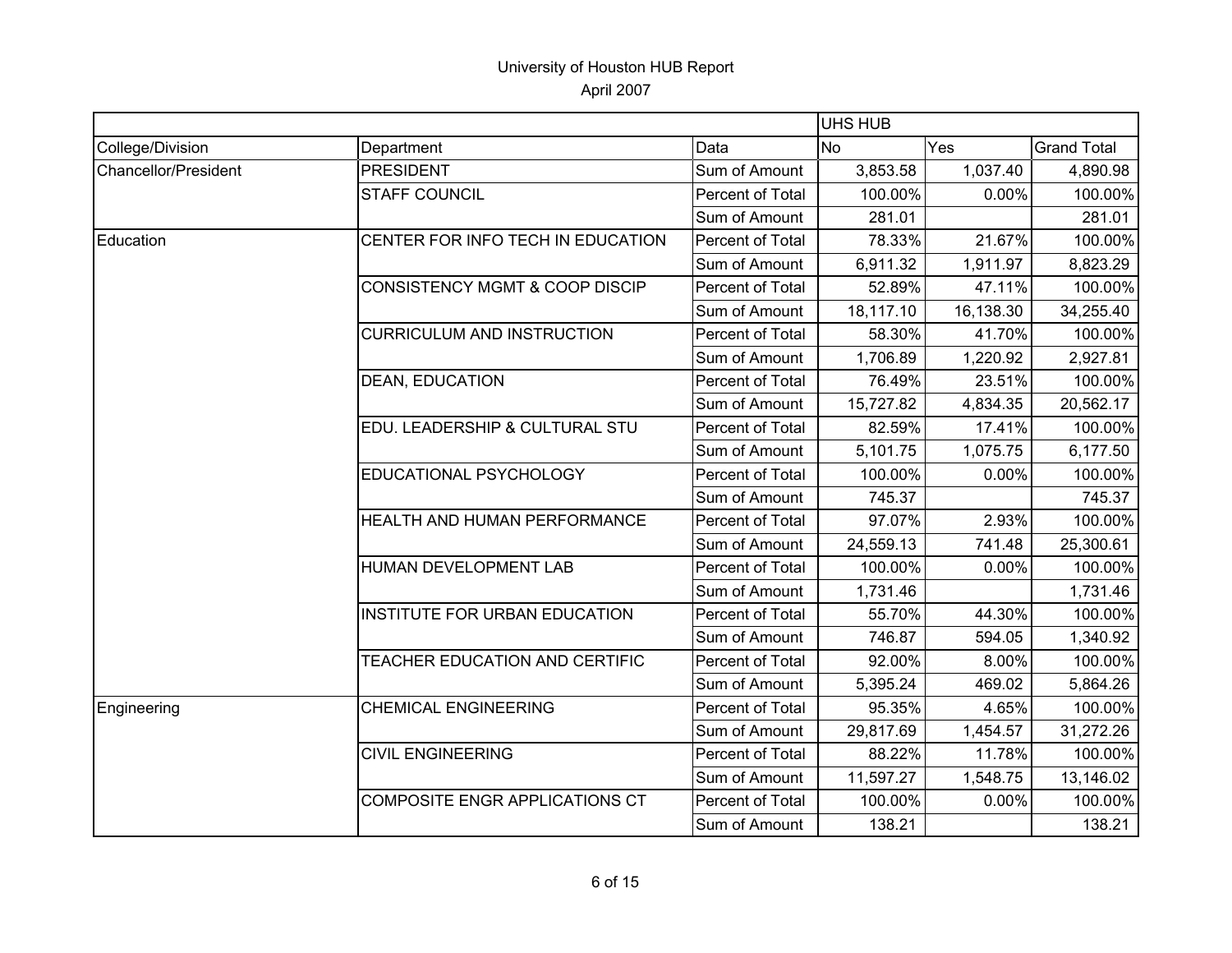# University of Houston HUB Report

April 2007

| | | | UHS HUB | | |
|---|---|---|---|---|---|
| College/Division | Department | Data | No | Yes | Grand Total |
| Chancellor/President | PRESIDENT | Sum of Amount | 3,853.58 | 1,037.40 | 4,890.98 |
| | STAFF COUNCIL | Percent of Total | 100.00% | 0.00% | 100.00% |
| | | Sum of Amount | 281.01 | | 281.01 |
| Education | CENTER FOR INFO TECH IN EDUCATION | Percent of Total | 78.33% | 21.67% | 100.00% |
| | | Sum of Amount | 6,911.32 | 1,911.97 | 8,823.29 |
| | CONSISTENCY MGMT & COOP DISCIP | Percent of Total | 52.89% | 47.11% | 100.00% |
| | | Sum of Amount | 18,117.10 | 16,138.30 | 34,255.40 |
| | CURRICULUM AND INSTRUCTION | Percent of Total | 58.30% | 41.70% | 100.00% |
| | | Sum of Amount | 1,706.89 | 1,220.92 | 2,927.81 |
| | DEAN, EDUCATION | Percent of Total | 76.49% | 23.51% | 100.00% |
| | | Sum of Amount | 15,727.82 | 4,834.35 | 20,562.17 |
| | EDU. LEADERSHIP & CULTURAL STU | Percent of Total | 82.59% | 17.41% | 100.00% |
| | | Sum of Amount | 5,101.75 | 1,075.75 | 6,177.50 |
| | EDUCATIONAL PSYCHOLOGY | Percent of Total | 100.00% | 0.00% | 100.00% |
| | | Sum of Amount | 745.37 | | 745.37 |
| | HEALTH AND HUMAN PERFORMANCE | Percent of Total | 97.07% | 2.93% | 100.00% |
| | | Sum of Amount | 24,559.13 | 741.48 | 25,300.61 |
| | HUMAN DEVELOPMENT LAB | Percent of Total | 100.00% | 0.00% | 100.00% |
| | | Sum of Amount | 1,731.46 | | 1,731.46 |
| | INSTITUTE FOR URBAN EDUCATION | Percent of Total | 55.70% | 44.30% | 100.00% |
| | | Sum of Amount | 746.87 | 594.05 | 1,340.92 |
| | TEACHER EDUCATION AND CERTIFIC | Percent of Total | 92.00% | 8.00% | 100.00% |
| | | Sum of Amount | 5,395.24 | 469.02 | 5,864.26 |
| Engineering | CHEMICAL ENGINEERING | Percent of Total | 95.35% | 4.65% | 100.00% |
| | | Sum of Amount | 29,817.69 | 1,454.57 | 31,272.26 |
| | CIVIL ENGINEERING | Percent of Total | 88.22% | 11.78% | 100.00% |
| | | Sum of Amount | 11,597.27 | 1,548.75 | 13,146.02 |
| | COMPOSITE ENGR APPLICATIONS CT | Percent of Total | 100.00% | 0.00% | 100.00% |
| | | Sum of Amount | 138.21 | | 138.21 |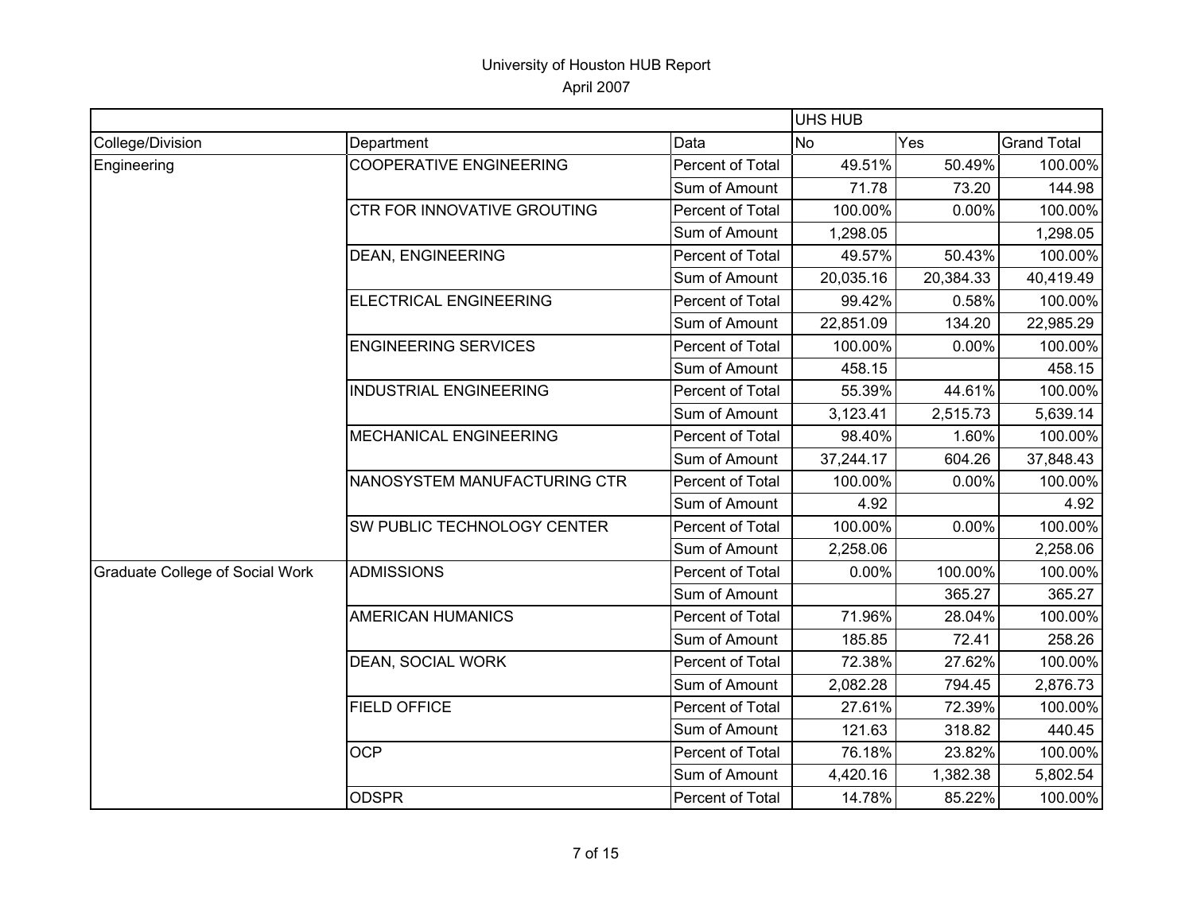# University of Houston HUB Report

April 2007

| | | | UHS HUB | | |
|---|---|---|---|---|---|
| College/Division | Department | Data | No | Yes | Grand Total |
| Engineering | COOPERATIVE ENGINEERING | Percent of Total | 49.51% | 50.49% | 100.00% |
| | | Sum of Amount | 71.78 | 73.20 | 144.98 |
| | CTR FOR INNOVATIVE GROUTING | Percent of Total | 100.00% | 0.00% | 100.00% |
| | | Sum of Amount | 1,298.05 | | 1,298.05 |
| | DEAN, ENGINEERING | Percent of Total | 49.57% | 50.43% | 100.00% |
| | | Sum of Amount | 20,035.16 | 20,384.33 | 40,419.49 |
| | ELECTRICAL ENGINEERING | Percent of Total | 99.42% | 0.58% | 100.00% |
| | | Sum of Amount | 22,851.09 | 134.20 | 22,985.29 |
| | ENGINEERING SERVICES | Percent of Total | 100.00% | 0.00% | 100.00% |
| | | Sum of Amount | 458.15 | | 458.15 |
| | INDUSTRIAL ENGINEERING | Percent of Total | 55.39% | 44.61% | 100.00% |
| | | Sum of Amount | 3,123.41 | 2,515.73 | 5,639.14 |
| | MECHANICAL ENGINEERING | Percent of Total | 98.40% | 1.60% | 100.00% |
| | | Sum of Amount | 37,244.17 | 604.26 | 37,848.43 |
| | NANOSYSTEM MANUFACTURING CTR | Percent of Total | 100.00% | 0.00% | 100.00% |
| | | Sum of Amount | 4.92 | | 4.92 |
| | SW PUBLIC TECHNOLOGY CENTER | Percent of Total | 100.00% | 0.00% | 100.00% |
| | | Sum of Amount | 2,258.06 | | 2,258.06 |
| Graduate College of Social Work | ADMISSIONS | Percent of Total | 0.00% | 100.00% | 100.00% |
| | | Sum of Amount | | 365.27 | 365.27 |
| | AMERICAN HUMANICS | Percent of Total | 71.96% | 28.04% | 100.00% |
| | | Sum of Amount | 185.85 | 72.41 | 258.26 |
| | DEAN, SOCIAL WORK | Percent of Total | 72.38% | 27.62% | 100.00% |
| | | Sum of Amount | 2,082.28 | 794.45 | 2,876.73 |
| | FIELD OFFICE | Percent of Total | 27.61% | 72.39% | 100.00% |
| | | Sum of Amount | 121.63 | 318.82 | 440.45 |
| | OCP | Percent of Total | 76.18% | 23.82% | 100.00% |
| | | Sum of Amount | 4,420.16 | 1,382.38 | 5,802.54 |
| | ODSPR | Percent of Total | 14.78% | 85.22% | 100.00% |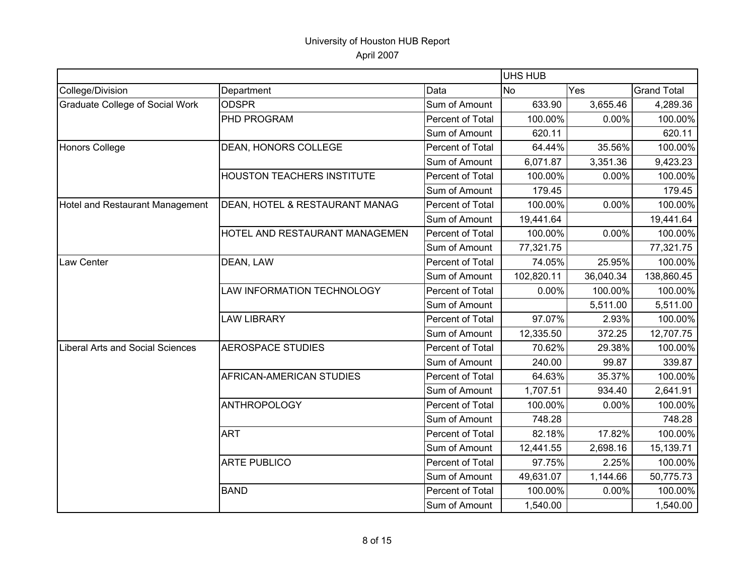# University of Houston HUB Report

April 2007

| | | | UHS HUB | | |
|---|---|---|---|---|---|
| College/Division | Department | Data | No | Yes | Grand Total |
| Graduate College of Social Work | ODSPR | Sum of Amount | 633.90 | 3,655.46 | 4,289.36 |
| | PHD PROGRAM | Percent of Total | 100.00% | 0.00% | 100.00% |
| | | Sum of Amount | 620.11 | | 620.11 |
| Honors College | DEAN, HONORS COLLEGE | Percent of Total | 64.44% | 35.56% | 100.00% |
| | | Sum of Amount | 6,071.87 | 3,351.36 | 9,423.23 |
| | HOUSTON TEACHERS INSTITUTE | Percent of Total | 100.00% | 0.00% | 100.00% |
| | | Sum of Amount | 179.45 | | 179.45 |
| Hotel and Restaurant Management | DEAN, HOTEL & RESTAURANT MANAG | Percent of Total | 100.00% | 0.00% | 100.00% |
| | | Sum of Amount | 19,441.64 | | 19,441.64 |
| | HOTEL AND RESTAURANT MANAGEMEN | Percent of Total | 100.00% | 0.00% | 100.00% |
| | | Sum of Amount | 77,321.75 | | 77,321.75 |
| Law Center | DEAN, LAW | Percent of Total | 74.05% | 25.95% | 100.00% |
| | | Sum of Amount | 102,820.11 | 36,040.34 | 138,860.45 |
| | LAW INFORMATION TECHNOLOGY | Percent of Total | 0.00% | 100.00% | 100.00% |
| | | Sum of Amount | | 5,511.00 | 5,511.00 |
| | LAW LIBRARY | Percent of Total | 97.07% | 2.93% | 100.00% |
| | | Sum of Amount | 12,335.50 | 372.25 | 12,707.75 |
| Liberal Arts and Social Sciences | AEROSPACE STUDIES | Percent of Total | 70.62% | 29.38% | 100.00% |
| | | Sum of Amount | 240.00 | 99.87 | 339.87 |
| | AFRICAN-AMERICAN STUDIES | Percent of Total | 64.63% | 35.37% | 100.00% |
| | | Sum of Amount | 1,707.51 | 934.40 | 2,641.91 |
| | ANTHROPOLOGY | Percent of Total | 100.00% | 0.00% | 100.00% |
| | | Sum of Amount | 748.28 | | 748.28 |
| | ART | Percent of Total | 82.18% | 17.82% | 100.00% |
| | | Sum of Amount | 12,441.55 | 2,698.16 | 15,139.71 |
| | ARTE PUBLICO | Percent of Total | 97.75% | 2.25% | 100.00% |
| | | Sum of Amount | 49,631.07 | 1,144.66 | 50,775.73 |
| | BAND | Percent of Total | 100.00% | 0.00% | 100.00% |
| | | Sum of Amount | 1,540.00 | | 1,540.00 |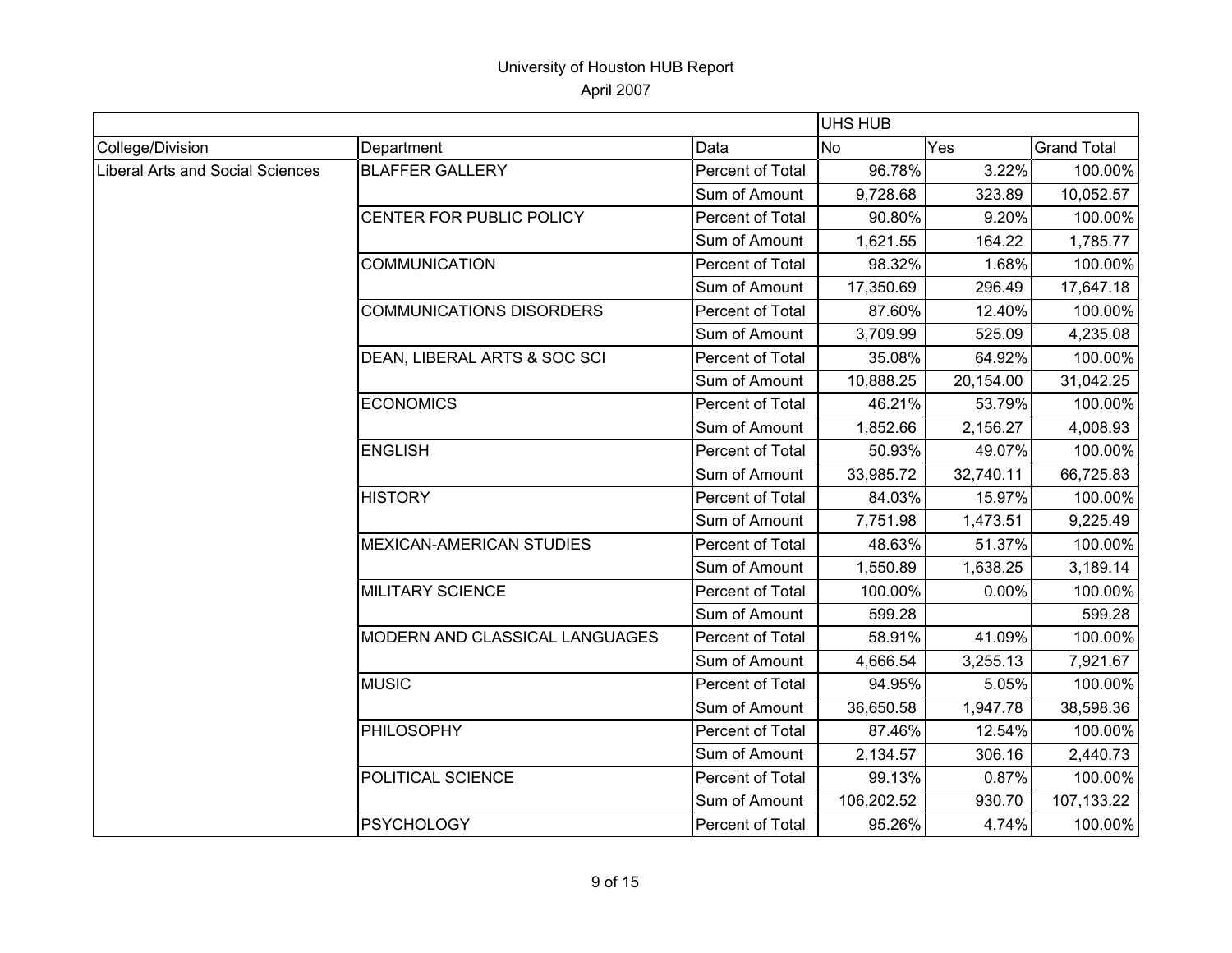University of Houston HUB Report

April 2007

| | | | UHS HUB | | |
|---|---|---|---|---|---|
| College/Division | Department | Data | No | Yes | Grand Total |
| Liberal Arts and Social Sciences | BLAFFER GALLERY | Percent of Total | 96.78% | 3.22% | 100.00% |
| | | Sum of Amount | 9,728.68 | 323.89 | 10,052.57 |
| | CENTER FOR PUBLIC POLICY | Percent of Total | 90.80% | 9.20% | 100.00% |
| | | Sum of Amount | 1,621.55 | 164.22 | 1,785.77 |
| | COMMUNICATION | Percent of Total | 98.32% | 1.68% | 100.00% |
| | | Sum of Amount | 17,350.69 | 296.49 | 17,647.18 |
| | COMMUNICATIONS DISORDERS | Percent of Total | 87.60% | 12.40% | 100.00% |
| | | Sum of Amount | 3,709.99 | 525.09 | 4,235.08 |
| | DEAN, LIBERAL ARTS & SOC SCI | Percent of Total | 35.08% | 64.92% | 100.00% |
| | | Sum of Amount | 10,888.25 | 20,154.00 | 31,042.25 |
| | ECONOMICS | Percent of Total | 46.21% | 53.79% | 100.00% |
| | | Sum of Amount | 1,852.66 | 2,156.27 | 4,008.93 |
| | ENGLISH | Percent of Total | 50.93% | 49.07% | 100.00% |
| | | Sum of Amount | 33,985.72 | 32,740.11 | 66,725.83 |
| | HISTORY | Percent of Total | 84.03% | 15.97% | 100.00% |
| | | Sum of Amount | 7,751.98 | 1,473.51 | 9,225.49 |
| | MEXICAN-AMERICAN STUDIES | Percent of Total | 48.63% | 51.37% | 100.00% |
| | | Sum of Amount | 1,550.89 | 1,638.25 | 3,189.14 |
| | MILITARY SCIENCE | Percent of Total | 100.00% | 0.00% | 100.00% |
| | | Sum of Amount | 599.28 | | 599.28 |
| | MODERN AND CLASSICAL LANGUAGES | Percent of Total | 58.91% | 41.09% | 100.00% |
| | | Sum of Amount | 4,666.54 | 3,255.13 | 7,921.67 |
| | MUSIC | Percent of Total | 94.95% | 5.05% | 100.00% |
| | | Sum of Amount | 36,650.58 | 1,947.78 | 38,598.36 |
| | PHILOSOPHY | Percent of Total | 87.46% | 12.54% | 100.00% |
| | | Sum of Amount | 2,134.57 | 306.16 | 2,440.73 |
| | POLITICAL SCIENCE | Percent of Total | 99.13% | 0.87% | 100.00% |
| | | Sum of Amount | 106,202.52 | 930.70 | 107,133.22 |
| | PSYCHOLOGY | Percent of Total | 95.26% | 4.74% | 100.00% |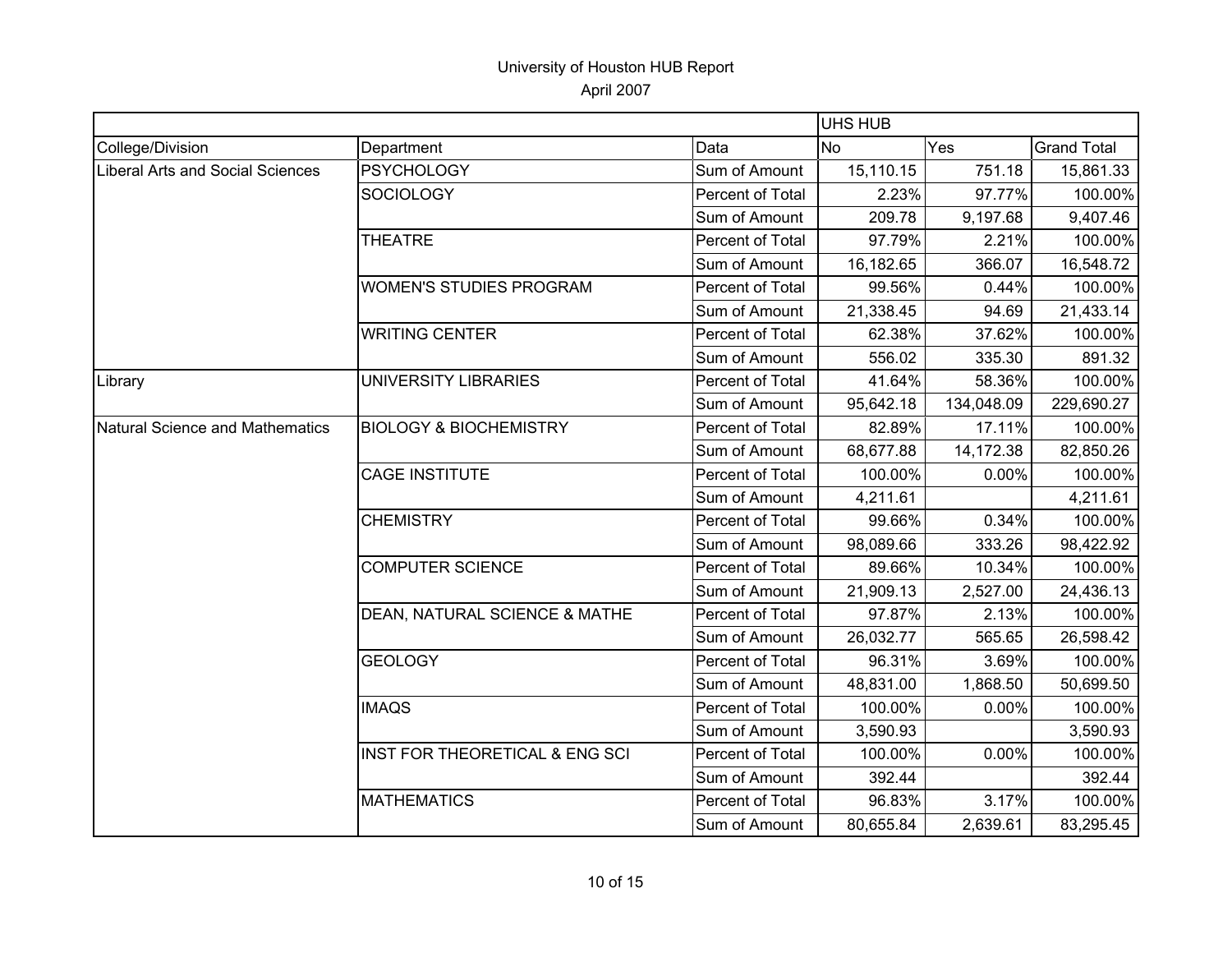University of Houston HUB Report

April 2007

| | | | UHS HUB | | |
|---|---|---|---|---|---|
| College/Division | Department | Data | No | Yes | Grand Total |
| Liberal Arts and Social Sciences | PSYCHOLOGY | Sum of Amount | 15,110.15 | 751.18 | 15,861.33 |
| | SOCIOLOGY | Percent of Total | 2.23% | 97.77% | 100.00% |
| | | Sum of Amount | 209.78 | 9,197.68 | 9,407.46 |
| | THEATRE | Percent of Total | 97.79% | 2.21% | 100.00% |
| | | Sum of Amount | 16,182.65 | 366.07 | 16,548.72 |
| | WOMEN'S STUDIES PROGRAM | Percent of Total | 99.56% | 0.44% | 100.00% |
| | | Sum of Amount | 21,338.45 | 94.69 | 21,433.14 |
| | WRITING CENTER | Percent of Total | 62.38% | 37.62% | 100.00% |
| | | Sum of Amount | 556.02 | 335.30 | 891.32 |
| Library | UNIVERSITY LIBRARIES | Percent of Total | 41.64% | 58.36% | 100.00% |
| | | Sum of Amount | 95,642.18 | 134,048.09 | 229,690.27 |
| Natural Science and Mathematics | BIOLOGY & BIOCHEMISTRY | Percent of Total | 82.89% | 17.11% | 100.00% |
| | | Sum of Amount | 68,677.88 | 14,172.38 | 82,850.26 |
| | CAGE INSTITUTE | Percent of Total | 100.00% | 0.00% | 100.00% |
| | | Sum of Amount | 4,211.61 | | 4,211.61 |
| | CHEMISTRY | Percent of Total | 99.66% | 0.34% | 100.00% |
| | | Sum of Amount | 98,089.66 | 333.26 | 98,422.92 |
| | COMPUTER SCIENCE | Percent of Total | 89.66% | 10.34% | 100.00% |
| | | Sum of Amount | 21,909.13 | 2,527.00 | 24,436.13 |
| | DEAN, NATURAL SCIENCE & MATHE | Percent of Total | 97.87% | 2.13% | 100.00% |
| | | Sum of Amount | 26,032.77 | 565.65 | 26,598.42 |
| | GEOLOGY | Percent of Total | 96.31% | 3.69% | 100.00% |
| | | Sum of Amount | 48,831.00 | 1,868.50 | 50,699.50 |
| | IMAQS | Percent of Total | 100.00% | 0.00% | 100.00% |
| | | Sum of Amount | 3,590.93 | | 3,590.93 |
| | INST FOR THEORETICAL & ENG SCI | Percent of Total | 100.00% | 0.00% | 100.00% |
| | | Sum of Amount | 392.44 | | 392.44 |
| | MATHEMATICS | Percent of Total | 96.83% | 3.17% | 100.00% |
| | | Sum of Amount | 80,655.84 | 2,639.61 | 83,295.45 |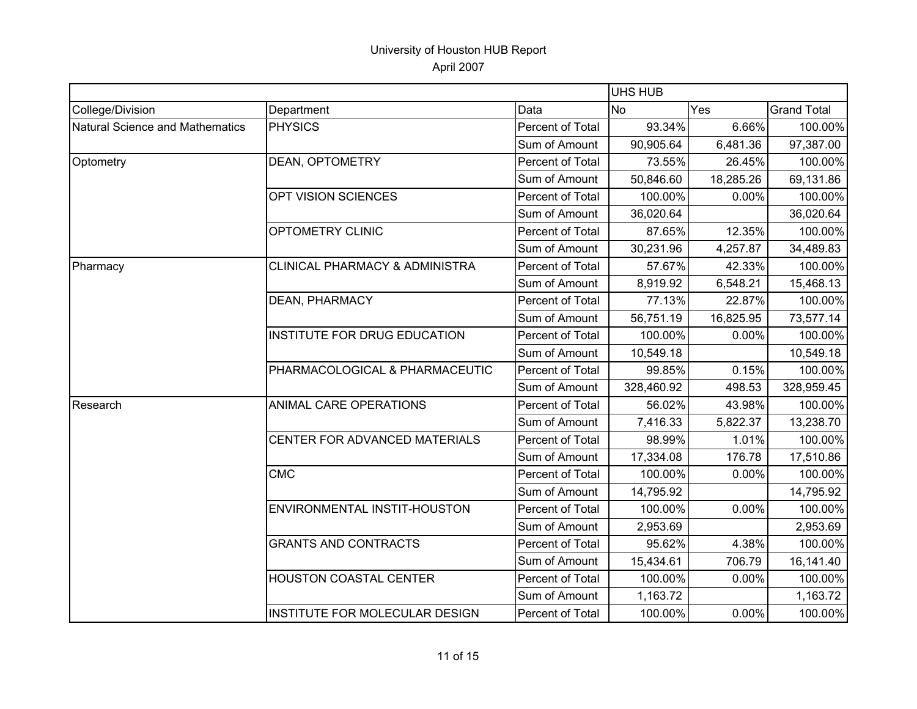# University of Houston HUB Report

April 2007

| | | | UHS HUB | | |
|---|---|---|---|---|---|
| College/Division | Department | Data | No | Yes | Grand Total |
| Natural Science and Mathematics | PHYSICS | Percent of Total | 93.34% | 6.66% | 100.00% |
| | | Sum of Amount | 90,905.64 | 6,481.36 | 97,387.00 |
| Optometry | DEAN, OPTOMETRY | Percent of Total | 73.55% | 26.45% | 100.00% |
| | | Sum of Amount | 50,846.60 | 18,285.26 | 69,131.86 |
| | OPT VISION SCIENCES | Percent of Total | 100.00% | 0.00% | 100.00% |
| | | Sum of Amount | 36,020.64 | | 36,020.64 |
| | OPTOMETRY CLINIC | Percent of Total | 87.65% | 12.35% | 100.00% |
| | | Sum of Amount | 30,231.96 | 4,257.87 | 34,489.83 |
| Pharmacy | CLINICAL PHARMACY & ADMINISTRA | Percent of Total | 57.67% | 42.33% | 100.00% |
| | | Sum of Amount | 8,919.92 | 6,548.21 | 15,468.13 |
| | DEAN, PHARMACY | Percent of Total | 77.13% | 22.87% | 100.00% |
| | | Sum of Amount | 56,751.19 | 16,825.95 | 73,577.14 |
| | INSTITUTE FOR DRUG EDUCATION | Percent of Total | 100.00% | 0.00% | 100.00% |
| | | Sum of Amount | 10,549.18 | | 10,549.18 |
| | PHARMACOLOGICAL & PHARMACEUTIC | Percent of Total | 99.85% | 0.15% | 100.00% |
| | | Sum of Amount | 328,460.92 | 498.53 | 328,959.45 |
| Research | ANIMAL CARE OPERATIONS | Percent of Total | 56.02% | 43.98% | 100.00% |
| | | Sum of Amount | 7,416.33 | 5,822.37 | 13,238.70 |
| | CENTER FOR ADVANCED MATERIALS | Percent of Total | 98.99% | 1.01% | 100.00% |
| | | Sum of Amount | 17,334.08 | 176.78 | 17,510.86 |
| | CMC | Percent of Total | 100.00% | 0.00% | 100.00% |
| | | Sum of Amount | 14,795.92 | | 14,795.92 |
| | ENVIRONMENTAL INSTIT-HOUSTON | Percent of Total | 100.00% | 0.00% | 100.00% |
| | | Sum of Amount | 2,953.69 | | 2,953.69 |
| | GRANTS AND CONTRACTS | Percent of Total | 95.62% | 4.38% | 100.00% |
| | | Sum of Amount | 15,434.61 | 706.79 | 16,141.40 |
| | HOUSTON COASTAL CENTER | Percent of Total | 100.00% | 0.00% | 100.00% |
| | | Sum of Amount | 1,163.72 | | 1,163.72 |
| | INSTITUTE FOR MOLECULAR DESIGN | Percent of Total | 100.00% | 0.00% | 100.00% |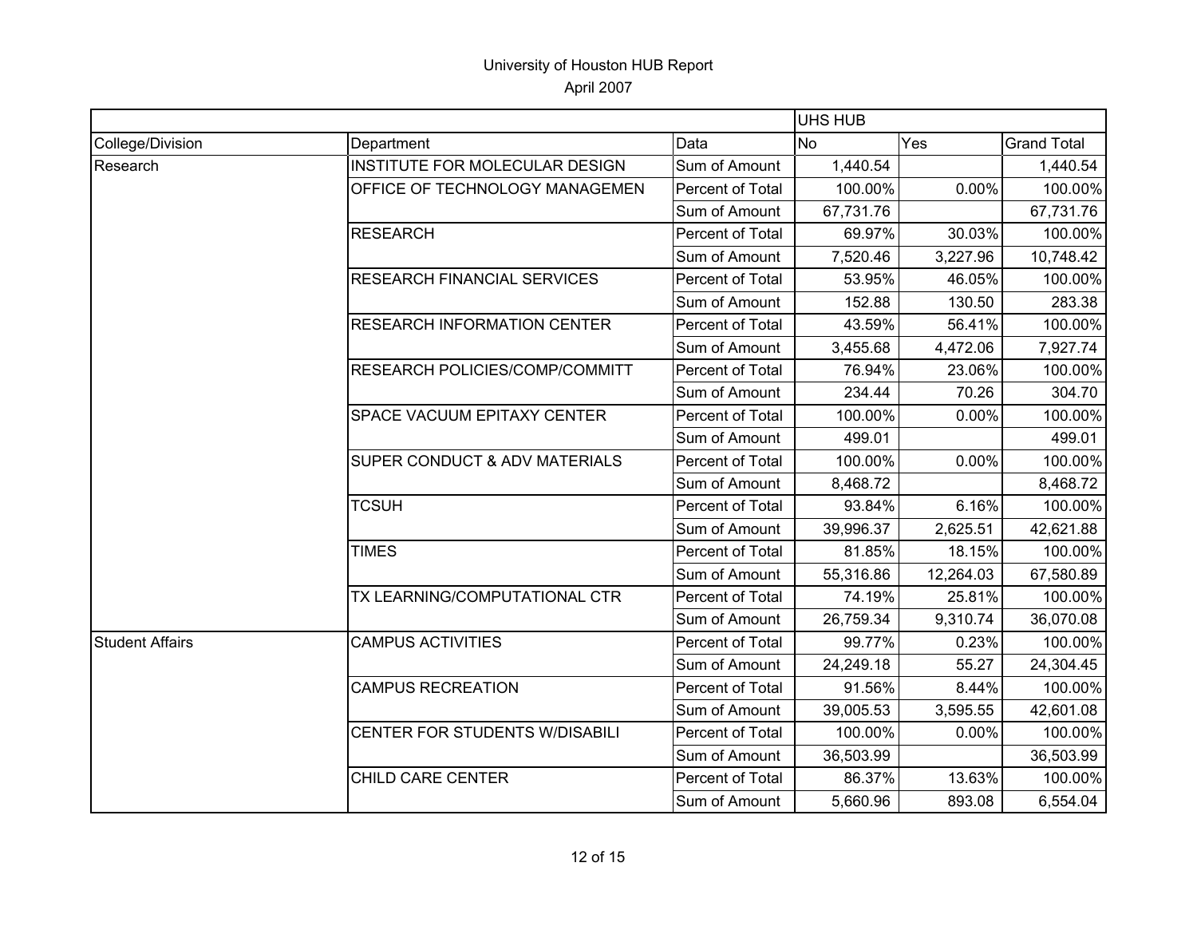# University of Houston HUB Report

April 2007

| | | | UHS HUB | | |
|---|---|---|---|---|---|
| College/Division | Department | Data | No | Yes | Grand Total |
| Research | INSTITUTE FOR MOLECULAR DESIGN | Sum of Amount | 1,440.54 | | 1,440.54 |
| | OFFICE OF TECHNOLOGY MANAGEMEN | Percent of Total | 100.00% | 0.00% | 100.00% |
| | | Sum of Amount | 67,731.76 | | 67,731.76 |
| | RESEARCH | Percent of Total | 69.97% | 30.03% | 100.00% |
| | | Sum of Amount | 7,520.46 | 3,227.96 | 10,748.42 |
| | RESEARCH FINANCIAL SERVICES | Percent of Total | 53.95% | 46.05% | 100.00% |
| | | Sum of Amount | 152.88 | 130.50 | 283.38 |
| | RESEARCH INFORMATION CENTER | Percent of Total | 43.59% | 56.41% | 100.00% |
| | | Sum of Amount | 3,455.68 | 4,472.06 | 7,927.74 |
| | RESEARCH POLICIES/COMP/COMMITT | Percent of Total | 76.94% | 23.06% | 100.00% |
| | | Sum of Amount | 234.44 | 70.26 | 304.70 |
| | SPACE VACUUM EPITAXY CENTER | Percent of Total | 100.00% | 0.00% | 100.00% |
| | | Sum of Amount | 499.01 | | 499.01 |
| | SUPER CONDUCT & ADV MATERIALS | Percent of Total | 100.00% | 0.00% | 100.00% |
| | | Sum of Amount | 8,468.72 | | 8,468.72 |
| | TCSUH | Percent of Total | 93.84% | 6.16% | 100.00% |
| | | Sum of Amount | 39,996.37 | 2,625.51 | 42,621.88 |
| | TIMES | Percent of Total | 81.85% | 18.15% | 100.00% |
| | | Sum of Amount | 55,316.86 | 12,264.03 | 67,580.89 |
| | TX LEARNING/COMPUTATIONAL CTR | Percent of Total | 74.19% | 25.81% | 100.00% |
| | | Sum of Amount | 26,759.34 | 9,310.74 | 36,070.08 |
| Student Affairs | CAMPUS ACTIVITIES | Percent of Total | 99.77% | 0.23% | 100.00% |
| | | Sum of Amount | 24,249.18 | 55.27 | 24,304.45 |
| | CAMPUS RECREATION | Percent of Total | 91.56% | 8.44% | 100.00% |
| | | Sum of Amount | 39,005.53 | 3,595.55 | 42,601.08 |
| | CENTER FOR STUDENTS W/DISABILI | Percent of Total | 100.00% | 0.00% | 100.00% |
| | | Sum of Amount | 36,503.99 | | 36,503.99 |
| | CHILD CARE CENTER | Percent of Total | 86.37% | 13.63% | 100.00% |
| | | Sum of Amount | 5,660.96 | 893.08 | 6,554.04 |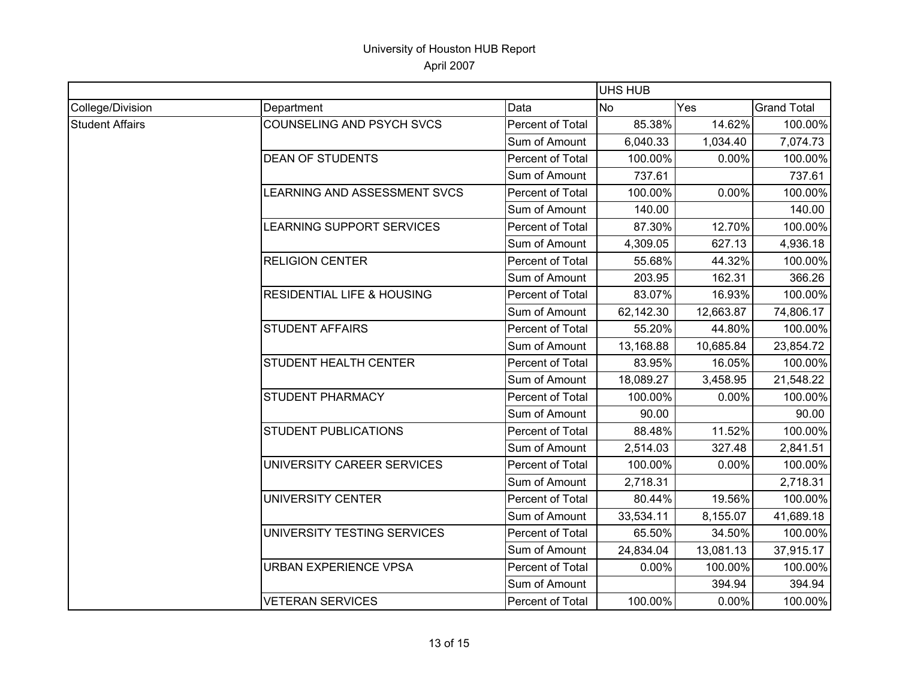# University of Houston HUB Report

April 2007

| | | | UHS HUB | | |
|---|---|---|---|---|---|
| College/Division | Department | Data | No | Yes | Grand Total |
| Student Affairs | COUNSELING AND PSYCH SVCS | Percent of Total | 85.38% | 14.62% | 100.00% |
| | | Sum of Amount | 6,040.33 | 1,034.40 | 7,074.73 |
| | DEAN OF STUDENTS | Percent of Total | 100.00% | 0.00% | 100.00% |
| | | Sum of Amount | 737.61 | | 737.61 |
| | LEARNING AND ASSESSMENT SVCS | Percent of Total | 100.00% | 0.00% | 100.00% |
| | | Sum of Amount | 140.00 | | 140.00 |
| | LEARNING SUPPORT SERVICES | Percent of Total | 87.30% | 12.70% | 100.00% |
| | | Sum of Amount | 4,309.05 | 627.13 | 4,936.18 |
| | RELIGION CENTER | Percent of Total | 55.68% | 44.32% | 100.00% |
| | | Sum of Amount | 203.95 | 162.31 | 366.26 |
| | RESIDENTIAL LIFE & HOUSING | Percent of Total | 83.07% | 16.93% | 100.00% |
| | | Sum of Amount | 62,142.30 | 12,663.87 | 74,806.17 |
| | STUDENT AFFAIRS | Percent of Total | 55.20% | 44.80% | 100.00% |
| | | Sum of Amount | 13,168.88 | 10,685.84 | 23,854.72 |
| | STUDENT HEALTH CENTER | Percent of Total | 83.95% | 16.05% | 100.00% |
| | | Sum of Amount | 18,089.27 | 3,458.95 | 21,548.22 |
| | STUDENT PHARMACY | Percent of Total | 100.00% | 0.00% | 100.00% |
| | | Sum of Amount | 90.00 | | 90.00 |
| | STUDENT PUBLICATIONS | Percent of Total | 88.48% | 11.52% | 100.00% |
| | | Sum of Amount | 2,514.03 | 327.48 | 2,841.51 |
| | UNIVERSITY CAREER SERVICES | Percent of Total | 100.00% | 0.00% | 100.00% |
| | | Sum of Amount | 2,718.31 | | 2,718.31 |
| | UNIVERSITY CENTER | Percent of Total | 80.44% | 19.56% | 100.00% |
| | | Sum of Amount | 33,534.11 | 8,155.07 | 41,689.18 |
| | UNIVERSITY TESTING SERVICES | Percent of Total | 65.50% | 34.50% | 100.00% |
| | | Sum of Amount | 24,834.04 | 13,081.13 | 37,915.17 |
| | URBAN EXPERIENCE VPSA | Percent of Total | 0.00% | 100.00% | 100.00% |
| | | Sum of Amount | | 394.94 | 394.94 |
| | VETERAN SERVICES | Percent of Total | 100.00% | 0.00% | 100.00% |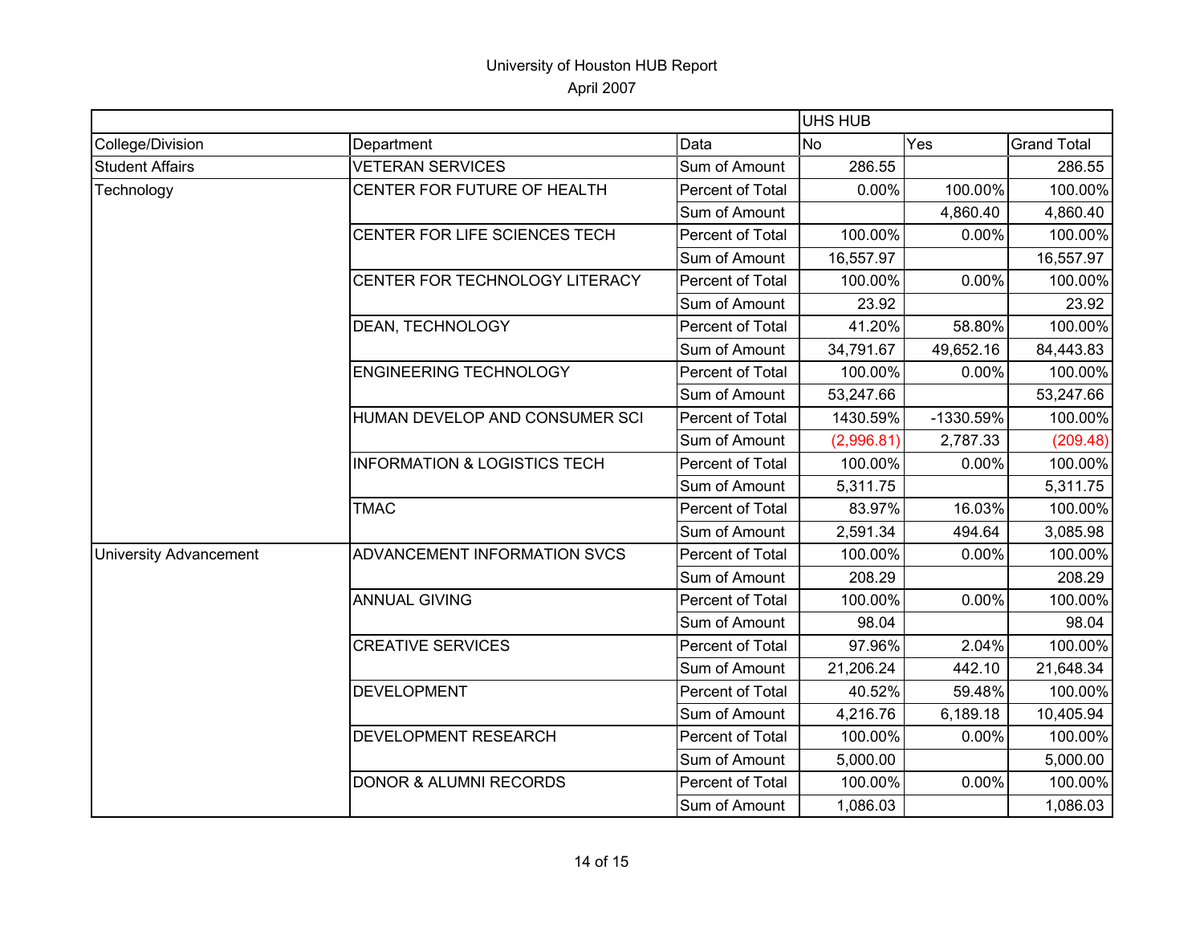University of Houston HUB Report

April 2007

| | | | UHS HUB | | |
|---|---|---|---|---|---|
| College/Division | Department | Data | No | Yes | Grand Total |
| Student Affairs | VETERAN SERVICES | Sum of Amount | 286.55 | | 286.55 |
| Technology | CENTER FOR FUTURE OF HEALTH | Percent of Total | 0.00% | 100.00% | 100.00% |
| | | Sum of Amount | | 4,860.40 | 4,860.40 |
| | CENTER FOR LIFE SCIENCES TECH | Percent of Total | 100.00% | 0.00% | 100.00% |
| | | Sum of Amount | 16,557.97 | | 16,557.97 |
| | CENTER FOR TECHNOLOGY LITERACY | Percent of Total | 100.00% | 0.00% | 100.00% |
| | | Sum of Amount | 23.92 | | 23.92 |
| | DEAN, TECHNOLOGY | Percent of Total | 41.20% | 58.80% | 100.00% |
| | | Sum of Amount | 34,791.67 | 49,652.16 | 84,443.83 |
| | ENGINEERING TECHNOLOGY | Percent of Total | 100.00% | 0.00% | 100.00% |
| | | Sum of Amount | 53,247.66 | | 53,247.66 |
| | HUMAN DEVELOP AND CONSUMER SCI | Percent of Total | 1430.59% | -1330.59% | 100.00% |
| | | Sum of Amount | (2,996.81) | 2,787.33 | (209.48) |
| | INFORMATION & LOGISTICS TECH | Percent of Total | 100.00% | 0.00% | 100.00% |
| | | Sum of Amount | 5,311.75 | | 5,311.75 |
| | TMAC | Percent of Total | 83.97% | 16.03% | 100.00% |
| | | Sum of Amount | 2,591.34 | 494.64 | 3,085.98 |
| University Advancement | ADVANCEMENT INFORMATION SVCS | Percent of Total | 100.00% | 0.00% | 100.00% |
| | | Sum of Amount | 208.29 | | 208.29 |
| | ANNUAL GIVING | Percent of Total | 100.00% | 0.00% | 100.00% |
| | | Sum of Amount | 98.04 | | 98.04 |
| | CREATIVE SERVICES | Percent of Total | 97.96% | 2.04% | 100.00% |
| | | Sum of Amount | 21,206.24 | 442.10 | 21,648.34 |
| | DEVELOPMENT | Percent of Total | 40.52% | 59.48% | 100.00% |
| | | Sum of Amount | 4,216.76 | 6,189.18 | 10,405.94 |
| | DEVELOPMENT RESEARCH | Percent of Total | 100.00% | 0.00% | 100.00% |
| | | Sum of Amount | 5,000.00 | | 5,000.00 |
| | DONOR & ALUMNI RECORDS | Percent of Total | 100.00% | 0.00% | 100.00% |
| | | Sum of Amount | 1,086.03 | | 1,086.03 |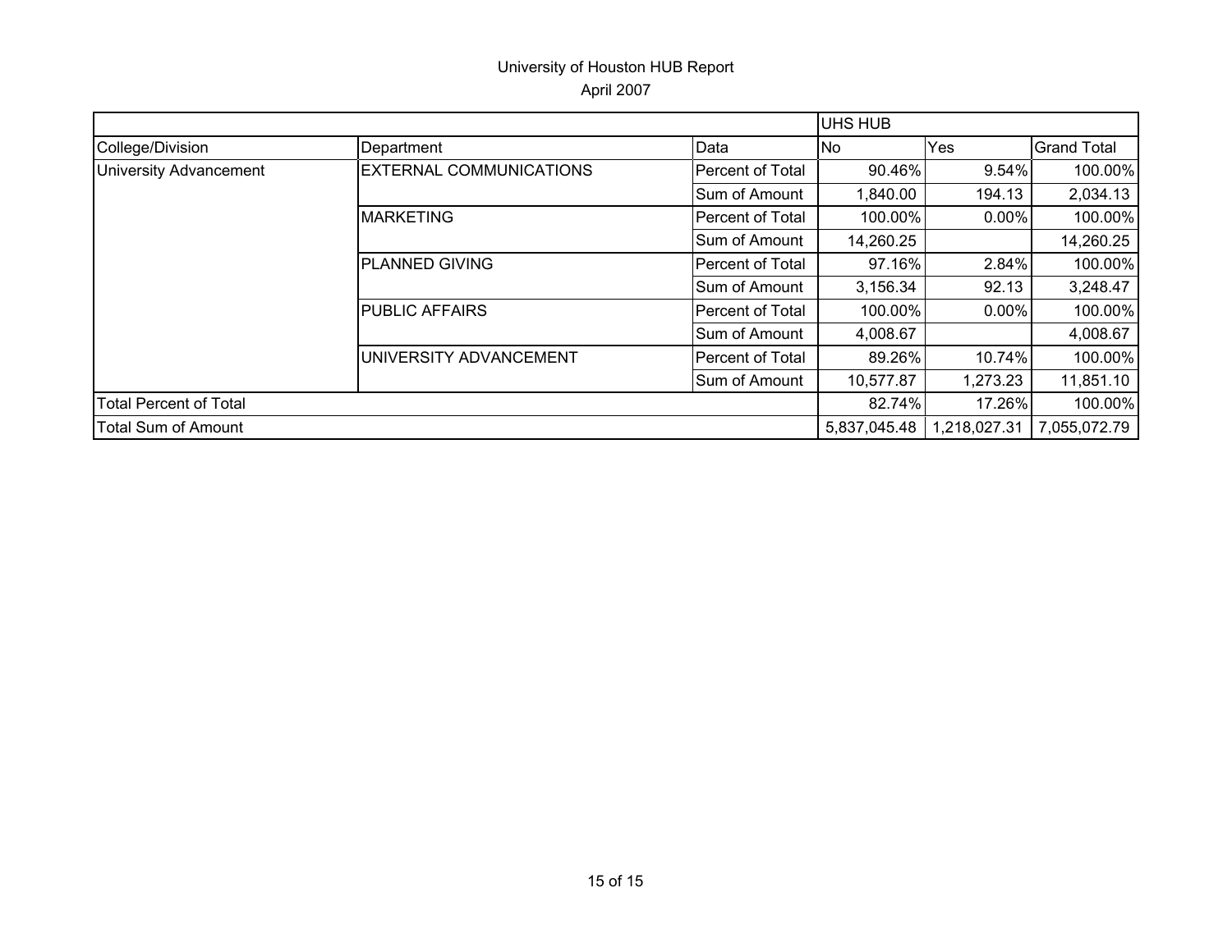University of Houston HUB Report

April 2007

| | | | UHS HUB | | |
|---|---|---|---|---|---|
| College/Division | Department | Data | No | Yes | Grand Total |
| University Advancement | EXTERNAL COMMUNICATIONS | Percent of Total | 90.46% | 9.54% | 100.00% |
| | | Sum of Amount | 1,840.00 | 194.13 | 2,034.13 |
| | MARKETING | Percent of Total | 100.00% | 0.00% | 100.00% |
| | | Sum of Amount | 14,260.25 | | 14,260.25 |
| | PLANNED GIVING | Percent of Total | 97.16% | 2.84% | 100.00% |
| | | Sum of Amount | 3,156.34 | 92.13 | 3,248.47 |
| | PUBLIC AFFAIRS | Percent of Total | 100.00% | 0.00% | 100.00% |
| | | Sum of Amount | 4,008.67 | | 4,008.67 |
| | UNIVERSITY ADVANCEMENT | Percent of Total | 89.26% | 10.74% | 100.00% |
| | | Sum of Amount | 10,577.87 | 1,273.23 | 11,851.10 |
| Total Percent of Total | | | 82.74% | 17.26% | 100.00% |
| Total Sum of Amount | | | 5,837,045.48 | 1,218,027.31 | 7,055,072.79 |